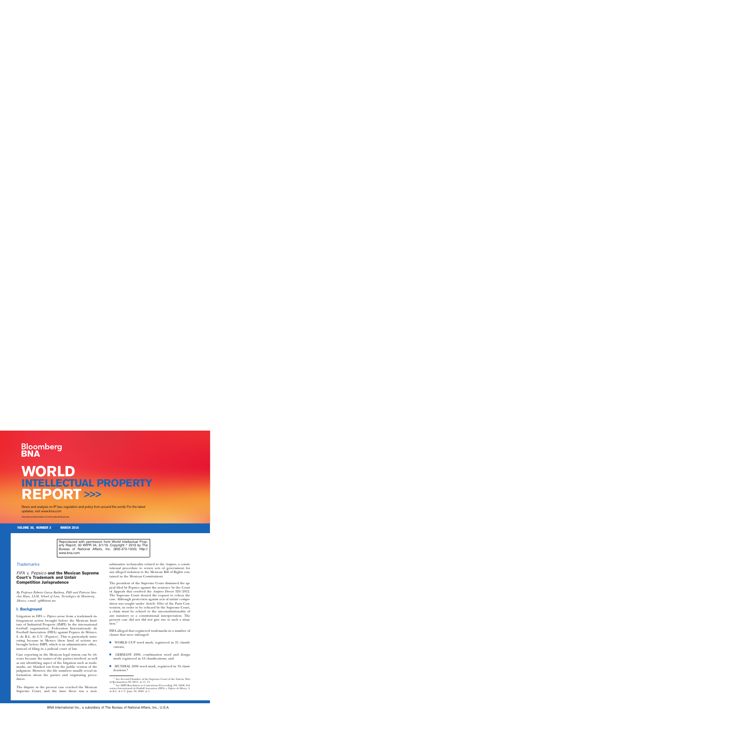# Bloomberg BNA

# WORLD INTELLECTUAL PROPERTY REPORT >>>

News and analysis on IP law, regulation and policy from around the world. For the latest updates, visit www.bna.com

International Information for International Business

**VOLUME 30, NUMBER 3 MARCH 2016**

Reproduced with permission from World Intellectual Property Report, 30 WIPR 34, 3/1/16. Copyright © 2016 by The Bureau of National Affairs, Inc. (800-372-1033) http://www.bna.com

*Trademarks*

## *FIFA v. Pepsico* and the Mexican Supreme Court's Trademark and Unfair Competition Jurisprudence

*By Professor Roberto Garza Barbosa, PhD and Patricia Sánchez Reyes, LLM, School of Law, Tecnológico de Monterrey, Mexico; e-mail: rgb@itesm.mx*

### I. Background

Litigation in *FIFA v. Pepsico* arose from a trademark infringement action brought before the Mexican Institute of Industrial Property (IMPI) by the international football organization, Federation Internationale de Football Association (FIFA) against Pepsico de México, S. de R.L. de C.V. (Pepsico). This is particularly interesting because in Mexico these kind of actions are brought before IMPI, which is an administrative office, instead of filing in a judicial court of law.

Case reporting in the Mexican legal system can be obscure because the names of the parties involved, as well as any identifying aspect of the litigation such as trademarks, are blanked out from the public version of the judgment. However, the file numbers usually reveal information about the parties and originating procedures.

The dispute in the present case reached the Mexican Supreme Court, and the issue there was a non-substantive technicality related to the *Amparo*, a constitutional procedure to review acts of government for any alleged violation to the Mexican Bill of Rights contained in the Mexican Constitutiont.

The president of the Supreme Court dismissed the appeal filed by Pepsico against the sentence by the Court of Appeals that resolved the *Amparo Directo* 320/2012. The Supreme Court denied the request to rehear the case. Although protection against acts of unfair competition was sought under Article *10bis* of the Paris Convention, in order to be reheard by the Supreme Court, a claim must be related to the unconstitutionality of any statutory or a constitutional interpretation. The present case did not did not give rise to such a situation.[1]

FIFA alleged that registered trademarks in a number of classes that were infringed:

- WORLD CUP word mark, registered in 21 classifications;
- GERMANY 2006, combination word and design mark registered in 16 classifications; and
- MUNDIAL 2006 word mark, registered in 34 classifications.[2]

---

[1] *See* Second Chamber of the Supreme Court of the Nation, Writ of Reclamation 09/2013, at 13, 15.

[2] *See* IMPI Resolution to Contentious Proceeding 391/2006, *Federation Internationale de Football Association (FIFA) v. Pepsico de México, S. de R.L. de C.V.* June 30, 2009, at 1.

BNA International Inc., a subsidiary of The Bureau of National Affairs, Inc., U.S.A.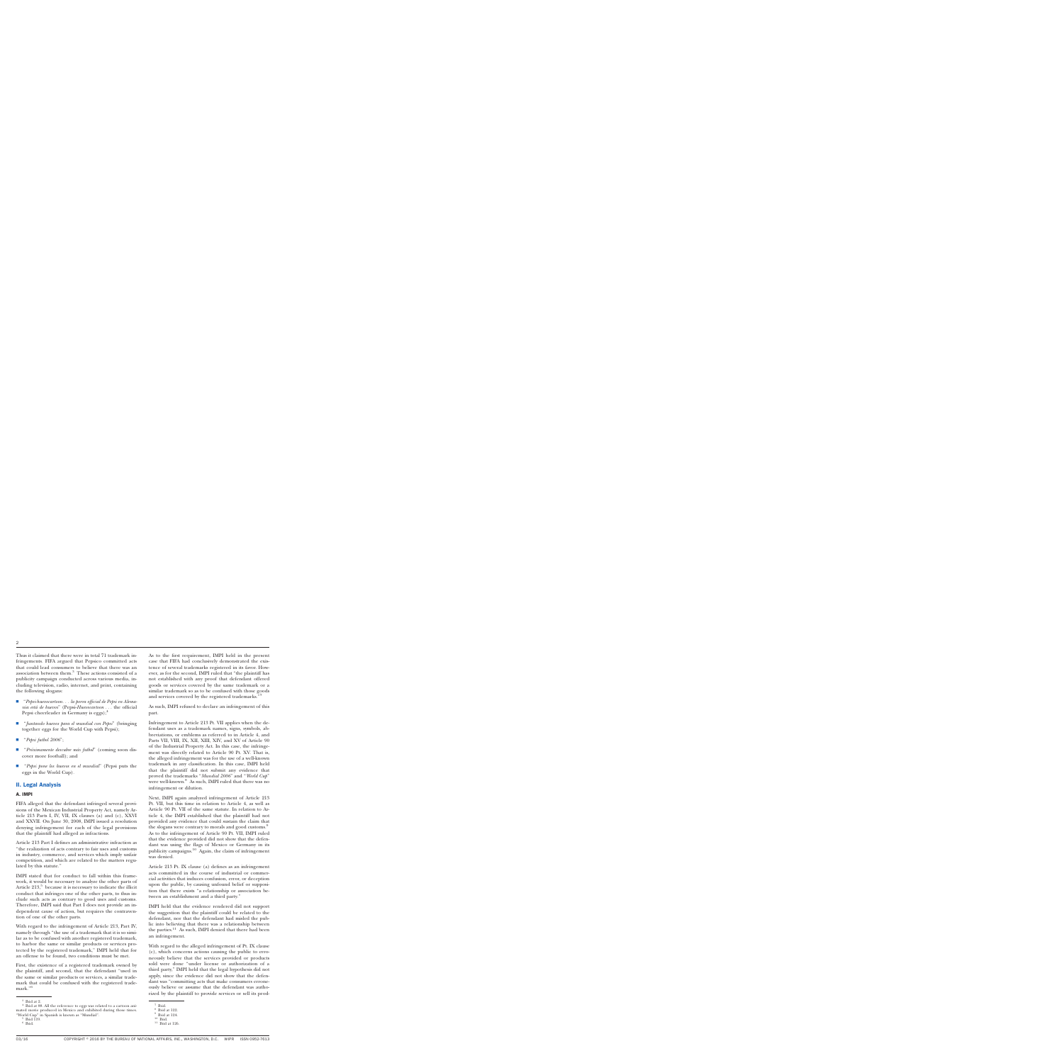Thus it claimed that there were in total 71 trademark infringements. FIFA argued that Pepsico committed acts that could lead consumers to believe that there was an association between them.[3] These actions consisted of a publicity campaign conducted across various media, including television, radio, internet, and print, containing the following slogans:

- "*Pepsi-huevocartoon. . . la porra official de Pepsi en Alemania está de huevos*" (Pepsi-*Huevocartoon* . . . the official Pepsi cheerleader in Germany is eggs);[4]
- "*Juntando huevos para el mundial con Pepsi*" (bringing together eggs for the World Cup with Pepsi);
- "*Pepsi futbol 2006*";
- "*Próximamente descubre más futbol*" (coming soon discover more football); and
- "*Pepsi pone los huevos en el mundial*" (Pepsi puts the eggs in the World Cup).

## II. Legal Analysis

### A. IMPI

FIFA alleged that the defendant infringed several provisions of the Mexican Industrial Property Act, namely Article 213 Parts I, IV, VII, IX clauses (a) and (c), XXVI and XXVII. On June 30, 2008, IMPI issued a resolution denying infringement for each of the legal provisions that the plaintiff had alleged as infractions.

Article 213 Part I defines an administrative infraction as "the realization of acts contrary to fair uses and customs in industry, commerce, and services which imply unfair competition, and which are related to the matters regulated by this statute."

IMPI stated that for conduct to fall within this framework, it would be necessary to analyze the other parts of Article 213,[5] because it is necessary to indicate the illicit conduct that infringes one of the other parts, to thus include such acts as contrary to good uses and customs. Therefore, IMPI said that Part I does not provide an independent cause of action, but requires the contravention of one of the other parts.

With regard to the infringement of Article 213, Part IV, namely through "the use of a trademark that it is so similar as to be confused with another registered trademark, to harbor the same or similar products or services protected by the registered trademark," IMPI held that for an offense to be found, two conditions must be met.

First, the existence of a registered trademark owned by the plaintiff; and second, that the defendant "used in the same or similar products or services, a similar trademark that could be confused with the registered trademark."[6]

As to the first requirement, IMPI held in the present case that FIFA had conclusively demonstrated the existence of several trademarks registered in its favor. However, as for the second, IMPI ruled that "the plaintiff has not established with any proof that defendant offered goods or services covered by the same trademark or a similar trademark so as to be confused with those goods and services covered by the registered trademarks."[7]

As such, IMPI refused to declare an infringement of this part.

Infringement to Article 213 Pt. VII applies when the defendant uses as a trademark names, signs, symbols, abbreviations, or emblems as referred to in Article 4, and Parts VII, VIII, IX, XII, XIII, XIV, and XV of Article 90 of the Industrial Property Act. In this case, the infringement was directly related to Article 90 Pt. XV. That is, the alleged infringement was for the use of a well-known trademark in any classification. In this case, IMPI held that the plaintiff did not submit any evidence that proved the trademarks "*Mundial 2006*" and "*World Cup*" were well-known.[8] As such, IMPI ruled that there was no infringement or dilution.

Next, IMPI again analyzed infringement of Article 213 Pt. VII, but this time in relation to Article 4, as well as Article 90 Pt. VII of the same statute. In relation to Article 4, the IMPI established that the plaintiff had not provided any evidence that could sustain the claim that the slogans were contrary to morals and good customs.[9] As to the infringement of Article 90 Pt. VII, IMPI ruled that the evidence provided did not show that the defendant was using the flags of Mexico or Germany in its publicity campaigns.[10] Again, the claim of infringement was denied.

Article 213 Pt. IX clause (a) defines as an infringement acts committed in the course of industrial or commercial activities that induces confusion, error, or deception upon the public, by causing unfound belief or supposition that there exists "a relationship or association between an establishment and a third party."

IMPI held that the evidence rendered did not support the suggestion that the plaintiff could be related to the defendant, nor that the defendant had misled the public into believing that there was a relationship between the parties.[11] As such, IMPI denied that there had been an infringement.

With regard to the alleged infringement of Pt. IX clause (c), which concerns actions causing the public to erroneously believe that the services provided or products sold were done "under license or authorization of a third party," IMPI held that the legal hypothesis did not apply, since the evidence did not show that the defendant was "committing acts that make consumers erroneously believe or assume that the defendant was authorized by the plaintiff to provide services or sell its prod-

---

[3] Ibid at 2.

[4] Ibid at 88. All the reference to eggs was related to a cartoon animated movie produced in Mexico and exhibited during those times. "World Cup" in Spanish is known as "Mundial".

[5] Ibid 120.

[6] Ibid.

[7] Ibid.

[8] Ibid at 122.

[9] Ibid at 124.

[10] Ibid.

[11] Ibid at 126.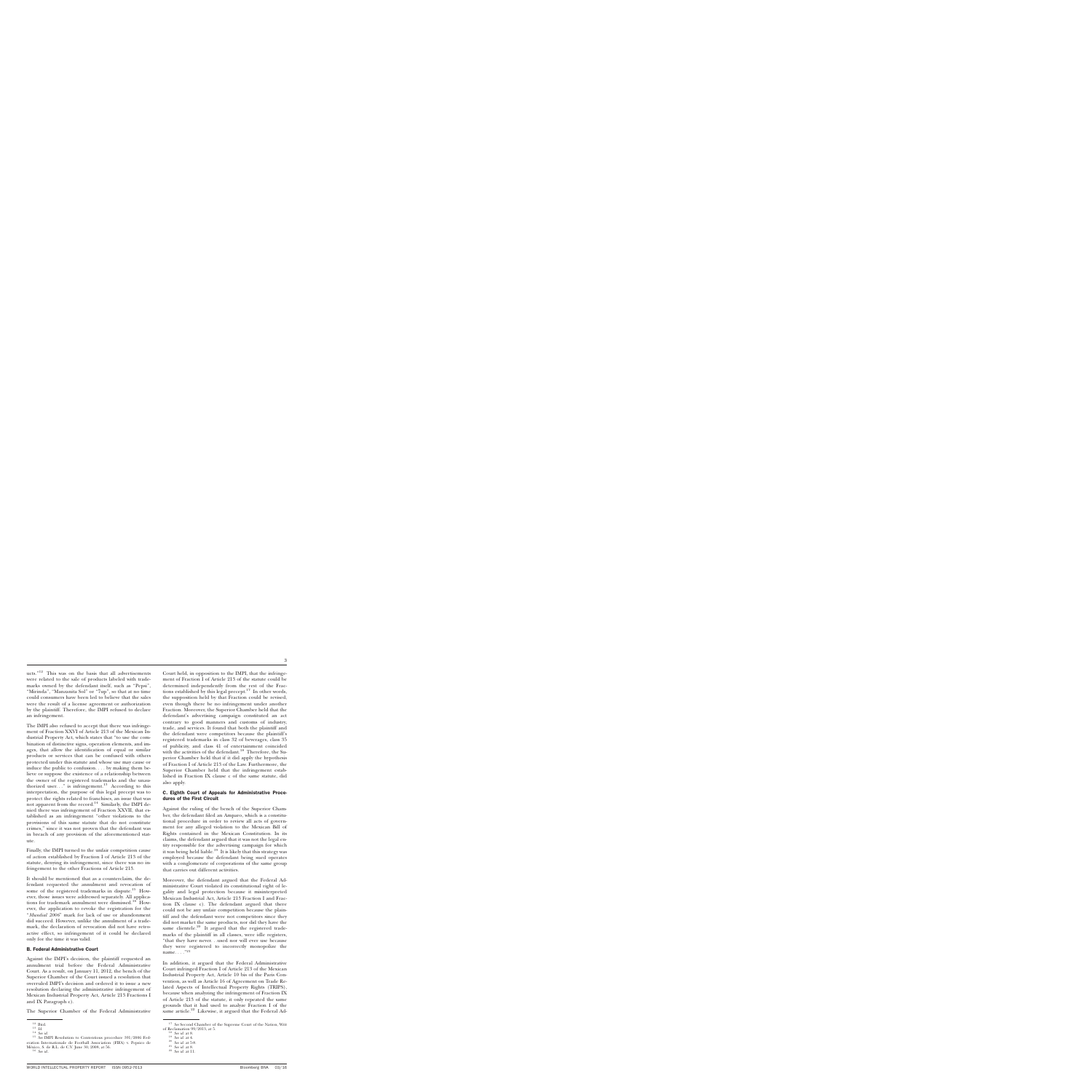ucts."[12] This was on the basis that all advertisements were related to the sale of products labeled with trademarks owned by the defendant itself, such as "Pepsi", "Mirinda", "Manzanita Sol" or "7up", so that at no time could consumers have been led to believe that the sales were the result of a license agreement or authorization by the plaintiff. Therefore, the IMPI refused to declare an infringement.

The IMPI also refused to accept that there was infringement of Fraction XXVI of Article 213 of the Mexican Industrial Property Act, which states that "to use the combination of distinctive signs, operation elements, and images, that allow the identification of equal or similar products or services that can be confused with others protected under this statute and whose use may cause or induce the public to confusion. . . . by making them believe or suppose the existence of a relationship between the owner of the registered trademarks and the unauthorized user. . ." is infringement.[13] According to this interpretation, the purpose of this legal precept was to protect the rights related to franchises, an issue that was not apparent from the record.[14] Similarly, the IMPI denied there was infringement of Fraction XXVII, that established as an infringement "other violations to the provisions of this same statute that do not constitute crimes," since it was not proven that the defendant was in breach of any provision of the aforementioned statute.

Finally, the IMPI turned to the unfair competition cause of action established by Fraction I of Article 213 of the statute, denying its infringement, since there was no infringement to the other Fractions of Article 213.

It should be mentioned that as a counterclaim, the defendant requested the annulment and revocation of some of the registered trademarks in dispute.[15] However, those issues were addressed separately. All applications for trademark annulment were dismissed.[16] However, the application to revoke the registration for the "*Mundial 2006*" mark for lack of use or abandonment did succeed. However, unlike the annulment of a trademark, the declaration of revocation did not have retroactive effect, so infringement of it could be declared only for the time it was valid.

### B. Federal Administrative Court

Against the IMPI's decision, the plaintiff requested an annulment trial before the Federal Administrative Court. As a result, on January 11, 2012, the bench of the Superior Chamber of the Court issued a resolution that overruled IMPI's decision and ordered it to issue a new resolution declaring the administrative infringement of Mexican Industrial Property Act, Article 213 Fractions I and IX Paragraph c).

The Superior Chamber of the Federal Administrative Court held, in opposition to the IMPI, that the infringement of Fraction I of Article 213 of the statute could be determined independently from the rest of the Fractions established by this legal precept.[17] In other words, the supposition held by that Fraction could be revised, even though there be no infringement under another Fraction. Moreover, the Superior Chamber held that the defendant's advertising campaign constituted an act contrary to good manners and customs of industry, trade, and services. It found that both the plaintiff and the defendant were competitors because the plaintiff's registered trademarks in class 32 of beverages, class 35 of publicity, and class 41 of entertainment coincided with the activities of the defendant.[18] Therefore, the Superior Chamber held that if it did apply the hypothesis of Fraction I of Article 213 of the Law. Furthermore, the Superior Chamber held that the infringement established in Fraction IX clause c. of the same statute, did also apply.

### C. Eighth Court of Appeals for Administrative Procedures of the First Circuit

Against the ruling of the bench of the Superior Chamber, the defendant filed an Amparo, which is a constitutional procedure in order to review all acts of government for any alleged violation to the Mexican Bill of Rights contained in the Mexican Constitution. In its claims, the defendant argued that it was not the legal entity responsible for the advertising campaign for which it was being held liable.[19] It is likely that this strategy was employed because the defendant being sued operates with a conglomerate of corporations of the same group that carries out different activities.

Moreover, the defendant argued that the Federal Administrative Court violated its constitutional right of legality and legal protection because it misinterpreted Mexican Industrial Act, Article 213 Fraction I and Fraction IX clause c). The defendant argued that there could not be any unfair competition because the plaintiff and the defendant were not competitors since they did not market the same products, nor did they have the same clientele.[20] It argued that the registered trademarks of the plaintiff in all classes, were idle registers, "that they have never. . .used nor will ever use because they were registered to incorrectly monopolize the name. . . ."[21]

In addition, it argued that the Federal Administrative Court infringed Fraction I of Article 213 of the Mexican Industrial Property Act, Article 10 bis of the Paris Convention, as well as Article 16 of Agreement on Trade Related Aspects of Intellectual Property Rights (TRIPS), because when analyzing the infringement of Fraction IX of Article 213 of the statute, it only repeated the same grounds that it had used to analyze Fraction I of the same article.[22] Likewise, it argued that the Federal Ad-

---

[12] Ibid.

[13] Id.

[14] *See id.*

[15] *See* IMPI Resolution to Contentious procedure 391/2006 Fed­eration Internationale de Football Association (FIFA) v. Pepsico de México, S. de R.L. de C.V. June 30, 2009, at 56.

[16] *See id.*

[17] *See* Second Chamber of the Supreme Court of the Nation, Writ of Reclamation 99/2015, at 3.

[18] *See id.* at 8.

[19] *See id.* at 4.

[20] *See id.* at 5-9.

[21] *See id.* at 8.

[22] *See id.* at 11.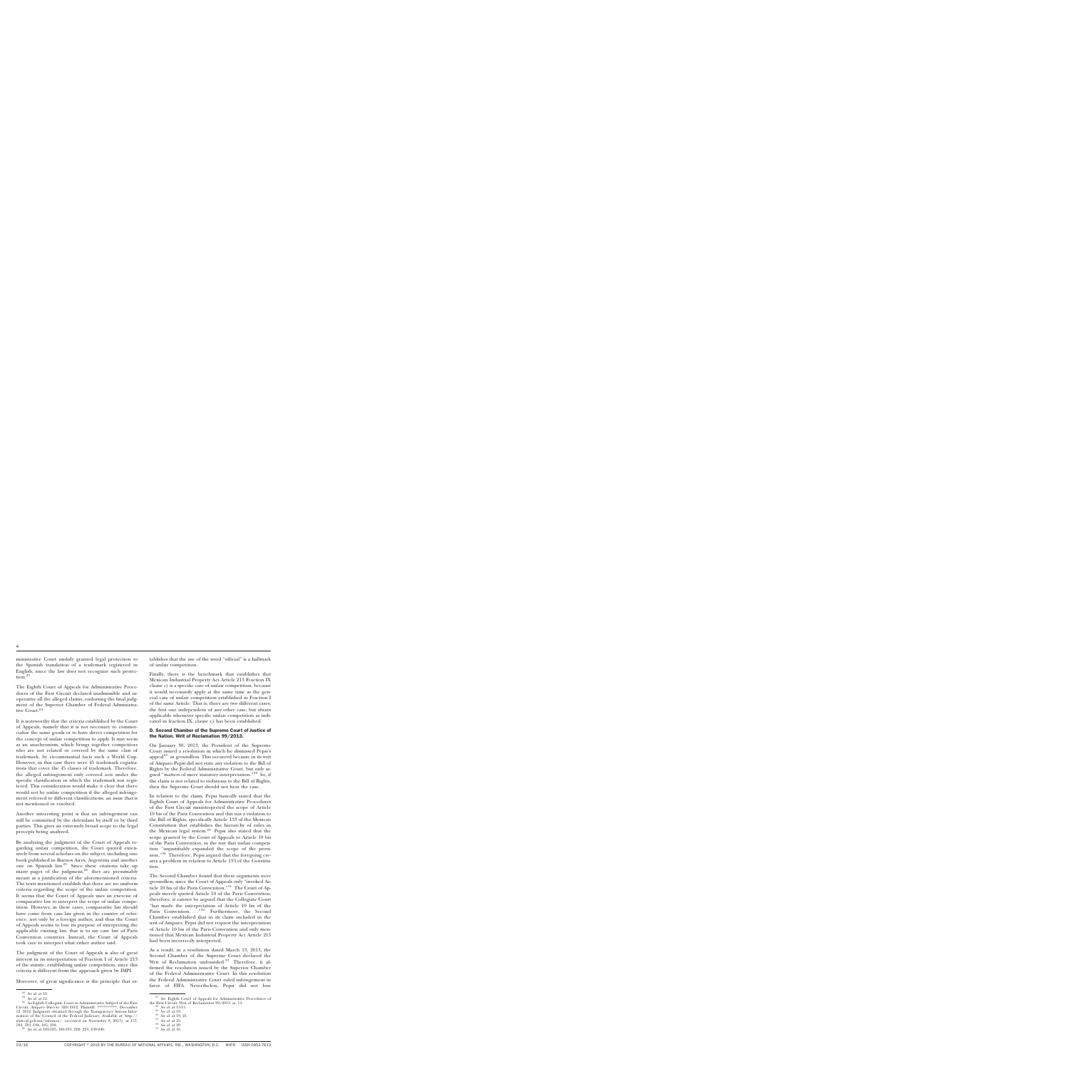ministrative Court unduly granted legal protection to the Spanish translation of a trademark registered in English, since the law does not recognize such protection.[23]

The Eighth Court of Appeals for Administrative Procedures of the First Circuit declared inadmissible and inoperative all the alleged claims, endorsing the final judgment of the Superior Chamber of Federal Administrative Court.[24]

It is noteworthy that the criteria established by the Court of Appeals, namely that it is not necessary to commercialize the same goods or to have direct competition for the concept of unfair competition to apply. It may seem as an anachronism, which brings together competitors who are not related or covered by the same class of trademark, by circumstantial facts such a World Cup. However, in this case there were 45 trademark registrations that cover the 45 classes of trademark. Therefore, the alleged infringement only covered acts under the specific classification in which the trademark was registered. This consideration would make it clear that there would not be unfair competition if the alleged infringement referred to different classifications, an issue that is not mentioned or resolved.

Another interesting point is that an infringement can still be committed by the defendant by itself or by third parties. This gives an extremely broad scope to the legal precepts being analyzed.

By analyzing the judgment of the Court of Appeals regarding unfair competition, the Court quoted extensively from several scholars on the subject, including one book published in Buenos Aires, Argentina and another one on Spanish law.[25] Since these citations take up many pages of the judgment,[26] they are presumably meant as a justification of the aforementioned criteria. The texts mentioned establish that there are no uniform criteria regarding the scope of the unfair competition. It seems that the Court of Appeals uses an exercise of comparative law to interpret the scope of unfair competition. However, in these cases, comparative law should have come from case law given in the country of reference, not only by a foreign author, and thus the Court of Appeals seems to lose its purpose of interpreting the applicable existing law, that is to say case law of Paris Convention countries. Instead, the Court of Appeals took care to interpret what either author said.

The judgment of the Court of Appeals is also of great interest in its interpretation of Fraction I of Article 213 of the statute, establishing unfair competition, since this criteria is different from the approach given by IMPI.

Moreover, of great significance is the principle that establishes that the use of the word "official" is a hallmark of unfair competition.

Finally, there is the benchmark that establishes that Mexican Industrial Property Act Article 213 Fraction IX clause c) is a specific case of unfair competition, because it would necessarily apply at the same time as the general case of unfair competition established in Fraction I of the same Article. That is, there are two different cases; the first one independent of any other case, but always applicable whenever specific unfair competition as indicated in fraction IX, clause c) has been established.

### D. Second Chamber of the Supreme Court of Justice of the Nation. Writ of Reclamation 99/2013.

On January 30, 2013, the President of the Supreme Court issued a resolution in which he dismissed Pepsi's appeal[27] as groundless. This occurred because in its writ of Amparo Pepsi did not state any violation to the Bill of Rights by the Federal Administrative Court, but only argued "matters of mere statutory interpretation."[28] So, if the claim is not related to violations to the Bill of Rights, then the Supreme Court should not hear the case.

In relation to the claim, Pepsi basically stated that the Eighth Court of Appeals for Administrative Procedures of the First Circuit misinterpreted the scope of Article 10 bis of the Paris Convention and this was a violation to the Bill of Rights, specifically Article 133 of the Mexican Constitution that establishes the hierarchy of rules in the Mexican legal system.[29] Pepsi also stated that the scope granted by the Court of Appeals to Article 10 bis of the Paris Convention, in the way that unfair competition "unjustifiably expanded the scope of the provision."[30] Therefore, Pepsi argued that the foregoing creates a problem in relation to Article 133 of the Constitution.

The Second Chamber found that these arguments were groundless, since the Court of Appeals only "invoked Article 10 bis of the Paris Convention."[31] The Court of Appeals merely quoted Article 10 of the Paris Convention; therefore, it cannot be argued that the Collegiate Court "has made the interpretation of Article 10 bis of the Paris Convention. . ."[32] Furthermore, the Second Chamber established that in its claim included in the writ of Amparo, Pepsi did not request the interpretation of Article 10 bis of the Paris Convention and only mentioned that Mexican Industrial Property Act Article 213 had been incorrectly interpreted.

As a result, in a resolution dated March 13, 2013, the Second Chamber of the Supreme Court declared the Writ of Reclamation unfounded.[33] Therefore, it affirmed the resolution issued by the Superior Chamber of the Federal Administrative Court. In this resolution the Federal Administrative Court ruled infringement in favor of FIFA. Nevertheless, Pepsi did not lose

---

[23] *See id.* at 10.

[24] *See id.* at 12.

[25] *See* Eighth Collegiate Court in Administrative Subject of the First Circuit, Amparo Directo 320/2012, Plaintiff: **********, December 12, 2012. Judgment obtained through the Transparency System Information of the Council of the Federal Judiciary. Available at: http://www.cjf.gob.mx/infomex/, (accessed on November 8, 2015), at 157, 182, 183, 184, 185, 238.

[26] *See id.* at 183-185, 186-191, 203–223, 238-240.

[27] *See.* Eighth Court of Appeals for Administrative Procedures of the First Circuit, Writ of Reclamation 99/2013, at 13.

[28] *See id.* at 13-15.

[29] *See id.* at 19.

[30] *See id.* at 19, 21.

[31] *See id.* at 23.

[32] *See id.* at 29.

[33] *See id.* at 45.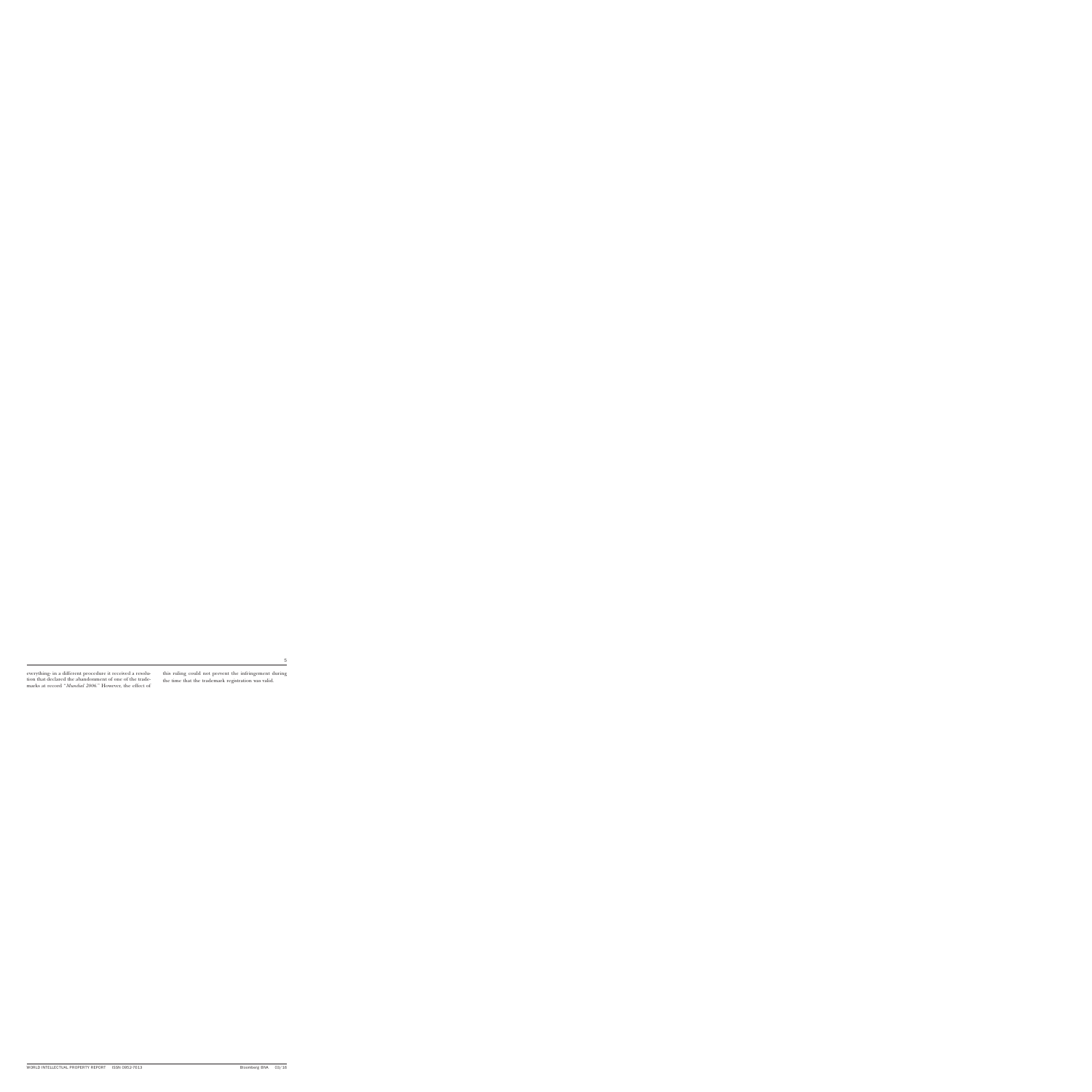everything- in a different procedure it received a resolution that declared the abandonment of one of the trademarks at record "*Mundial 2006*." However, the effect of this ruling could not prevent the infringement during the time that the trademark registration was valid.